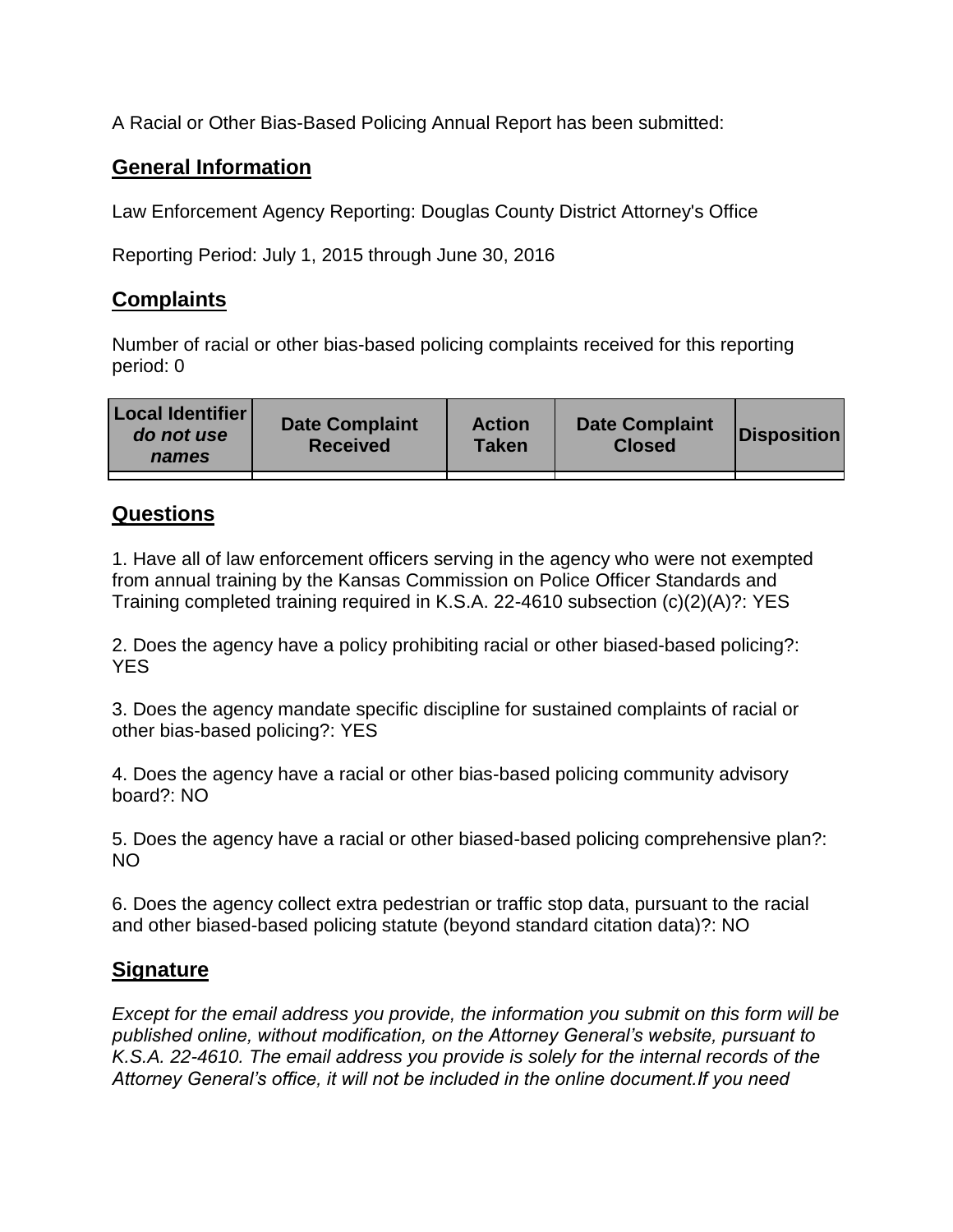A Racial or Other Bias-Based Policing Annual Report has been submitted:

## General Information

Law Enforcement Agency Reporting: Douglas County District Attorney's Office

Reporting Period: July 1, 2015 through June 30, 2016

## Complaints

Number of racial or other bias-based policing complaints received for this reporting period: 0

| Local Identifier *do not use names* | Date Complaint Received | Action Taken | Date Complaint Closed | Disposition |
|---|---|---|---|---|
| | | | | |

## Questions

1. Have all of law enforcement officers serving in the agency who were not exempted from annual training by the Kansas Commission on Police Officer Standards and Training completed training required in K.S.A. 22-4610 subsection (c)(2)(A)?: YES

2. Does the agency have a policy prohibiting racial or other biased-based policing?: YES

3. Does the agency mandate specific discipline for sustained complaints of racial or other bias-based policing?: YES

4. Does the agency have a racial or other bias-based policing community advisory board?: NO

5. Does the agency have a racial or other biased-based policing comprehensive plan?: NO

6. Does the agency collect extra pedestrian or traffic stop data, pursuant to the racial and other biased-based policing statute (beyond standard citation data)?: NO

## Signature

*Except for the email address you provide, the information you submit on this form will be published online, without modification, on the Attorney General's website, pursuant to K.S.A. 22-4610. The email address you provide is solely for the internal records of the Attorney General's office, it will not be included in the online document.If you need*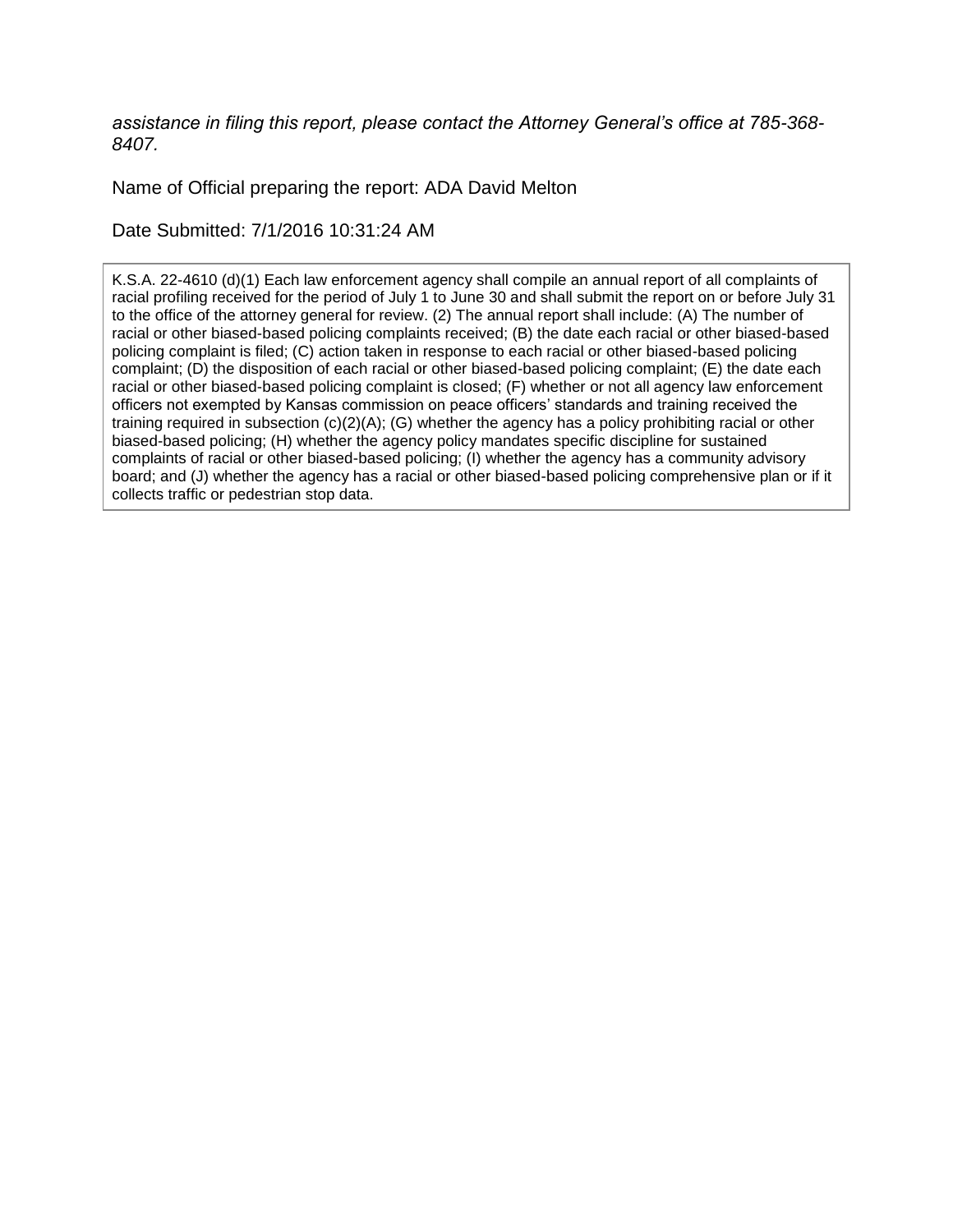*assistance in filing this report, please contact the Attorney General's office at 785-368-8407.*

Name of Official preparing the report: ADA David Melton

Date Submitted: 7/1/2016 10:31:24 AM

K.S.A. 22-4610 (d)(1) Each law enforcement agency shall compile an annual report of all complaints of racial profiling received for the period of July 1 to June 30 and shall submit the report on or before July 31 to the office of the attorney general for review. (2) The annual report shall include: (A) The number of racial or other biased-based policing complaints received; (B) the date each racial or other biased-based policing complaint is filed; (C) action taken in response to each racial or other biased-based policing complaint; (D) the disposition of each racial or other biased-based policing complaint; (E) the date each racial or other biased-based policing complaint is closed; (F) whether or not all agency law enforcement officers not exempted by Kansas commission on peace officers' standards and training received the training required in subsection (c)(2)(A); (G) whether the agency has a policy prohibiting racial or other biased-based policing; (H) whether the agency policy mandates specific discipline for sustained complaints of racial or other biased-based policing; (I) whether the agency has a community advisory board; and (J) whether the agency has a racial or other biased-based policing comprehensive plan or if it collects traffic or pedestrian stop data.